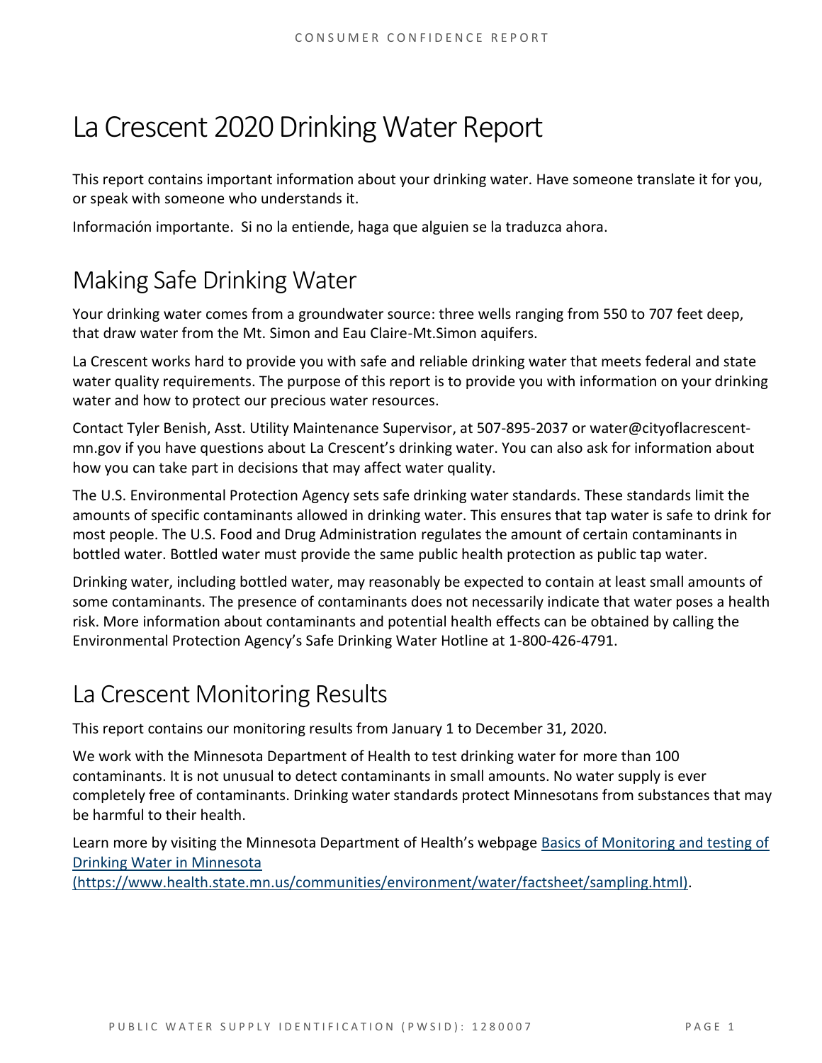# La Crescent 2020 Drinking Water Report

This report contains important information about your drinking water. Have someone translate it for you, or speak with someone who understands it.

Información importante. Si no la entiende, haga que alguien se la traduzca ahora.

## Making Safe Drinking Water

Your drinking water comes from a groundwater source: three wells ranging from 550 to 707 feet deep, that draw water from the Mt. Simon and Eau Claire-Mt.Simon aquifers.

La Crescent works hard to provide you with safe and reliable drinking water that meets federal and state water quality requirements. The purpose of this report is to provide you with information on your drinking water and how to protect our precious water resources.

Contact Tyler Benish, Asst. Utility Maintenance Supervisor, at 507-895-2037 or water@cityoflacrescent-mn.gov if you have questions about La Crescent's drinking water. You can also ask for information about how you can take part in decisions that may affect water quality.

The U.S. Environmental Protection Agency sets safe drinking water standards. These standards limit the amounts of specific contaminants allowed in drinking water. This ensures that tap water is safe to drink for most people. The U.S. Food and Drug Administration regulates the amount of certain contaminants in bottled water. Bottled water must provide the same public health protection as public tap water.

Drinking water, including bottled water, may reasonably be expected to contain at least small amounts of some contaminants. The presence of contaminants does not necessarily indicate that water poses a health risk. More information about contaminants and potential health effects can be obtained by calling the Environmental Protection Agency's Safe Drinking Water Hotline at 1-800-426-4791.

## La Crescent Monitoring Results

This report contains our monitoring results from January 1 to December 31, 2020.

We work with the Minnesota Department of Health to test drinking water for more than 100 contaminants. It is not unusual to detect contaminants in small amounts. No water supply is ever completely free of contaminants. Drinking water standards protect Minnesotans from substances that may be harmful to their health.

Learn more by visiting the Minnesota Department of Health's webpage [Basics of Monitoring and testing of Drinking Water in Minnesota (https://www.health.state.mn.us/communities/environment/water/factsheet/sampling.html)](https://www.health.state.mn.us/communities/environment/water/factsheet/sampling.html).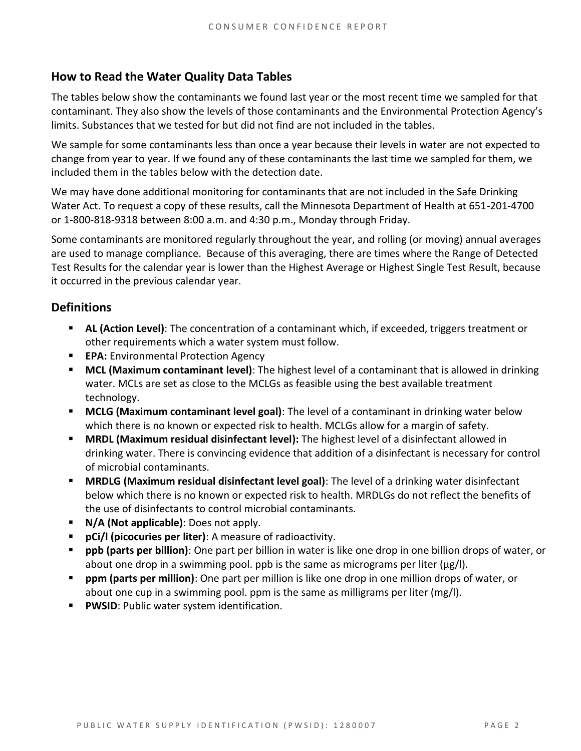## How to Read the Water Quality Data Tables

The tables below show the contaminants we found last year or the most recent time we sampled for that contaminant. They also show the levels of those contaminants and the Environmental Protection Agency's limits. Substances that we tested for but did not find are not included in the tables.

We sample for some contaminants less than once a year because their levels in water are not expected to change from year to year. If we found any of these contaminants the last time we sampled for them, we included them in the tables below with the detection date.

We may have done additional monitoring for contaminants that are not included in the Safe Drinking Water Act. To request a copy of these results, call the Minnesota Department of Health at 651-201-4700 or 1-800-818-9318 between 8:00 a.m. and 4:30 p.m., Monday through Friday.

Some contaminants are monitored regularly throughout the year, and rolling (or moving) annual averages are used to manage compliance. Because of this averaging, there are times where the Range of Detected Test Results for the calendar year is lower than the Highest Average or Highest Single Test Result, because it occurred in the previous calendar year.

## Definitions

- **AL (Action Level)**: The concentration of a contaminant which, if exceeded, triggers treatment or other requirements which a water system must follow.
- **EPA:** Environmental Protection Agency
- **MCL (Maximum contaminant level)**: The highest level of a contaminant that is allowed in drinking water. MCLs are set as close to the MCLGs as feasible using the best available treatment technology.
- **MCLG (Maximum contaminant level goal)**: The level of a contaminant in drinking water below which there is no known or expected risk to health. MCLGs allow for a margin of safety.
- **MRDL (Maximum residual disinfectant level):** The highest level of a disinfectant allowed in drinking water. There is convincing evidence that addition of a disinfectant is necessary for control of microbial contaminants.
- **MRDLG (Maximum residual disinfectant level goal)**: The level of a drinking water disinfectant below which there is no known or expected risk to health. MRDLGs do not reflect the benefits of the use of disinfectants to control microbial contaminants.
- **N/A (Not applicable)**: Does not apply.
- **pCi/l (picocuries per liter)**: A measure of radioactivity.
- **ppb (parts per billion)**: One part per billion in water is like one drop in one billion drops of water, or about one drop in a swimming pool. ppb is the same as micrograms per liter (μg/l).
- **ppm (parts per million)**: One part per million is like one drop in one million drops of water, or about one cup in a swimming pool. ppm is the same as milligrams per liter (mg/l).
- **PWSID**: Public water system identification.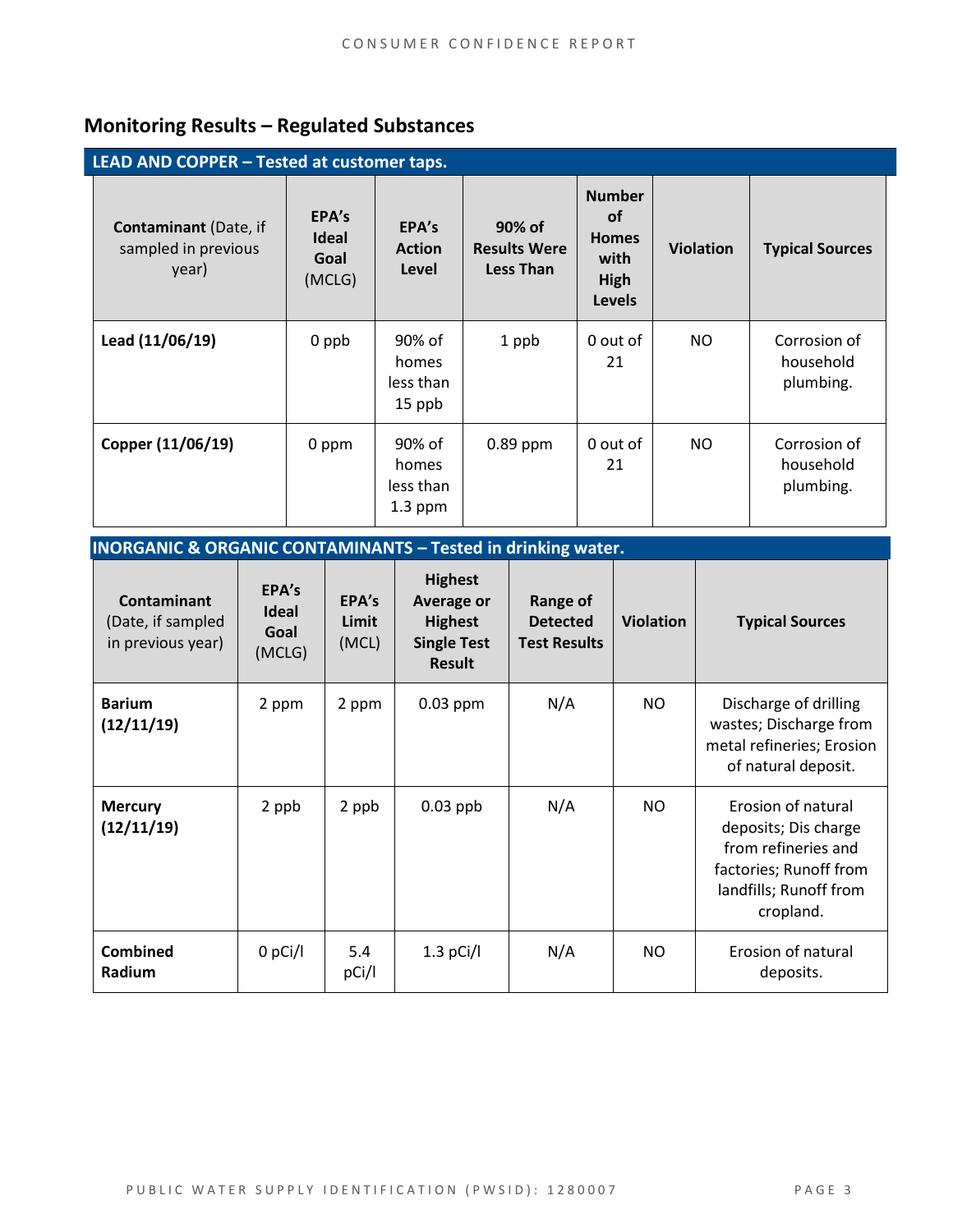## Monitoring Results – Regulated Substances

**LEAD AND COPPER – Tested at customer taps.**

| **Contaminant** (Date, if sampled in previous year) | **EPA's Ideal Goal** (MCLG) | **EPA's Action Level** | **90% of Results Were Less Than** | **Number of Homes with High Levels** | **Violation** | **Typical Sources** |
|---|---|---|---|---|---|---|
| **Lead (11/06/19)** | 0 ppb | 90% of homes less than 15 ppb | 1 ppb | 0 out of 21 | NO | Corrosion of household plumbing. |
| **Copper (11/06/19)** | 0 ppm | 90% of homes less than 1.3 ppm | 0.89 ppm | 0 out of 21 | NO | Corrosion of household plumbing. |

**INORGANIC & ORGANIC CONTAMINANTS – Tested in drinking water.**

| **Contaminant** (Date, if sampled in previous year) | **EPA's Ideal Goal** (MCLG) | **EPA's Limit** (MCL) | **Highest Average or Highest Single Test Result** | **Range of Detected Test Results** | **Violation** | **Typical Sources** |
|---|---|---|---|---|---|---|
| **Barium (12/11/19)** | 2 ppm | 2 ppm | 0.03 ppm | N/A | NO | Discharge of drilling wastes; Discharge from metal refineries; Erosion of natural deposit. |
| **Mercury (12/11/19)** | 2 ppb | 2 ppb | 0.03 ppb | N/A | NO | Erosion of natural deposits; Dis charge from refineries and factories; Runoff from landfills; Runoff from cropland. |
| **Combined Radium** | 0 pCi/l | 5.4 pCi/l | 1.3 pCi/l | N/A | NO | Erosion of natural deposits. |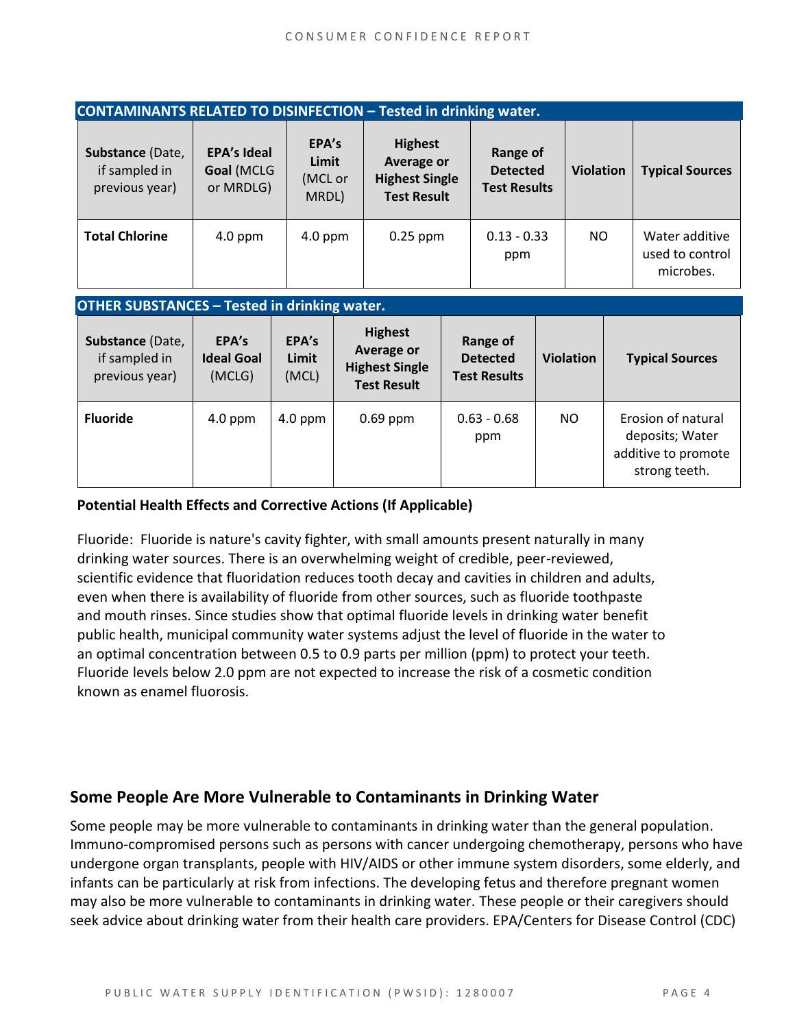| CONTAMINANTS RELATED TO DISINFECTION – Tested in drinking water. | | | | | | |
|---|---|---|---|---|---|---|
| **Substance** (Date, if sampled in previous year) | **EPA's Ideal Goal** (MCLG or MRDLG) | **EPA's Limit** (MCL or MRDL) | **Highest Average or Highest Single Test Result** | **Range of Detected Test Results** | **Violation** | **Typical Sources** |
| **Total Chlorine** | 4.0 ppm | 4.0 ppm | 0.25 ppm | 0.13 - 0.33 ppm | NO | Water additive used to control microbes. |

| OTHER SUBSTANCES – Tested in drinking water. | | | | | | |
|---|---|---|---|---|---|---|
| **Substance** (Date, if sampled in previous year) | **EPA's Ideal Goal** (MCLG) | **EPA's Limit** (MCL) | **Highest Average or Highest Single Test Result** | **Range of Detected Test Results** | **Violation** | **Typical Sources** |
| **Fluoride** | 4.0 ppm | 4.0 ppm | 0.69 ppm | 0.63 - 0.68 ppm | NO | Erosion of natural deposits; Water additive to promote strong teeth. |

**Potential Health Effects and Corrective Actions (If Applicable)**

Fluoride: Fluoride is nature's cavity fighter, with small amounts present naturally in many drinking water sources. There is an overwhelming weight of credible, peer-reviewed, scientific evidence that fluoridation reduces tooth decay and cavities in children and adults, even when there is availability of fluoride from other sources, such as fluoride toothpaste and mouth rinses. Since studies show that optimal fluoride levels in drinking water benefit public health, municipal community water systems adjust the level of fluoride in the water to an optimal concentration between 0.5 to 0.9 parts per million (ppm) to protect your teeth. Fluoride levels below 2.0 ppm are not expected to increase the risk of a cosmetic condition known as enamel fluorosis.

## Some People Are More Vulnerable to Contaminants in Drinking Water

Some people may be more vulnerable to contaminants in drinking water than the general population. Immuno-compromised persons such as persons with cancer undergoing chemotherapy, persons who have undergone organ transplants, people with HIV/AIDS or other immune system disorders, some elderly, and infants can be particularly at risk from infections. The developing fetus and therefore pregnant women may also be more vulnerable to contaminants in drinking water. These people or their caregivers should seek advice about drinking water from their health care providers. EPA/Centers for Disease Control (CDC)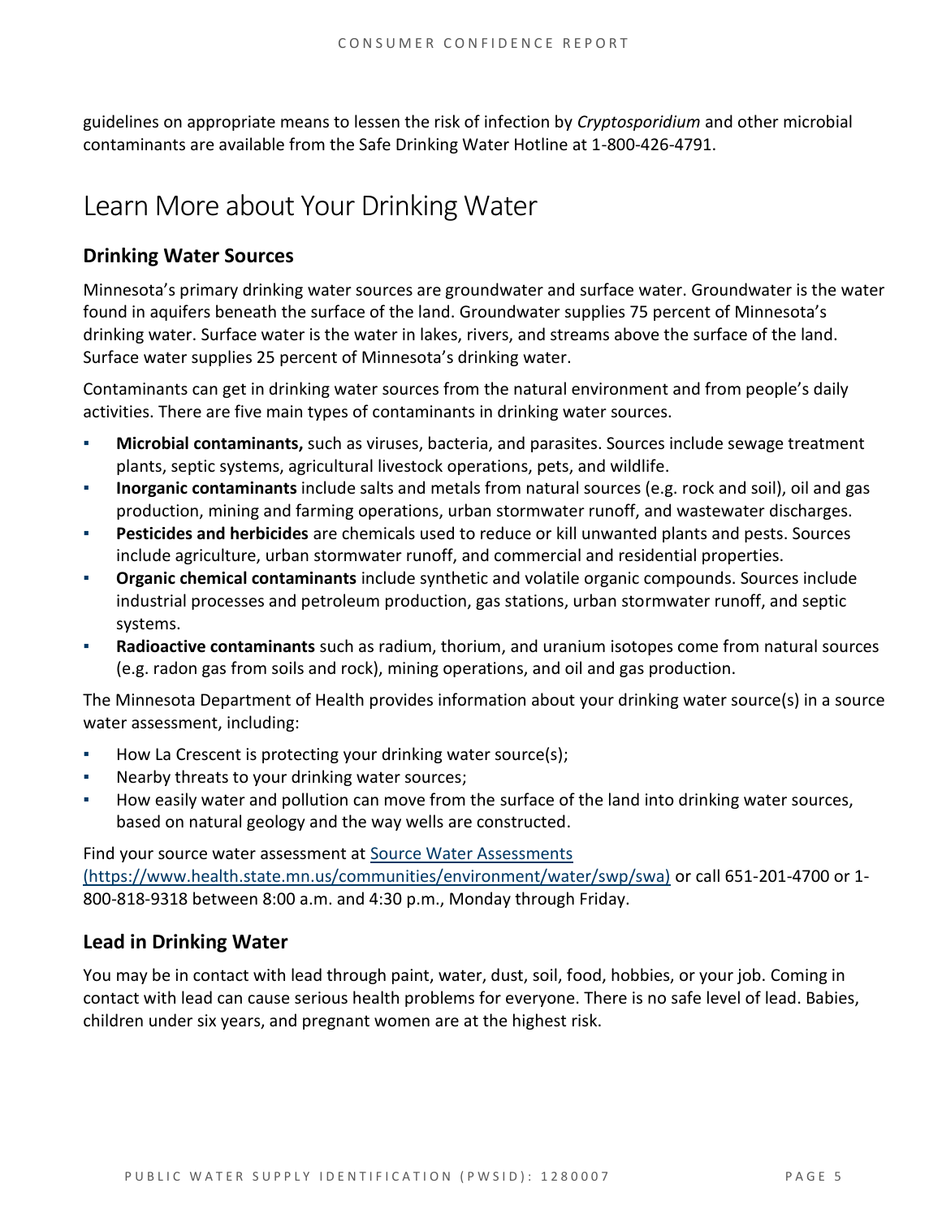guidelines on appropriate means to lessen the risk of infection by *Cryptosporidium* and other microbial contaminants are available from the Safe Drinking Water Hotline at 1-800-426-4791.

# Learn More about Your Drinking Water

## Drinking Water Sources

Minnesota's primary drinking water sources are groundwater and surface water. Groundwater is the water found in aquifers beneath the surface of the land. Groundwater supplies 75 percent of Minnesota's drinking water. Surface water is the water in lakes, rivers, and streams above the surface of the land. Surface water supplies 25 percent of Minnesota's drinking water.

Contaminants can get in drinking water sources from the natural environment and from people's daily activities. There are five main types of contaminants in drinking water sources.

- **Microbial contaminants,** such as viruses, bacteria, and parasites. Sources include sewage treatment plants, septic systems, agricultural livestock operations, pets, and wildlife.
- **Inorganic contaminants** include salts and metals from natural sources (e.g. rock and soil), oil and gas production, mining and farming operations, urban stormwater runoff, and wastewater discharges.
- **Pesticides and herbicides** are chemicals used to reduce or kill unwanted plants and pests. Sources include agriculture, urban stormwater runoff, and commercial and residential properties.
- **Organic chemical contaminants** include synthetic and volatile organic compounds. Sources include industrial processes and petroleum production, gas stations, urban stormwater runoff, and septic systems.
- **Radioactive contaminants** such as radium, thorium, and uranium isotopes come from natural sources (e.g. radon gas from soils and rock), mining operations, and oil and gas production.

The Minnesota Department of Health provides information about your drinking water source(s) in a source water assessment, including:

- How La Crescent is protecting your drinking water source(s);
- Nearby threats to your drinking water sources;
- How easily water and pollution can move from the surface of the land into drinking water sources, based on natural geology and the way wells are constructed.

Find your source water assessment at [Source Water Assessments (https://www.health.state.mn.us/communities/environment/water/swp/swa)](https://www.health.state.mn.us/communities/environment/water/swp/swa) or call 651-201-4700 or 1-800-818-9318 between 8:00 a.m. and 4:30 p.m., Monday through Friday.

## Lead in Drinking Water

You may be in contact with lead through paint, water, dust, soil, food, hobbies, or your job. Coming in contact with lead can cause serious health problems for everyone. There is no safe level of lead. Babies, children under six years, and pregnant women are at the highest risk.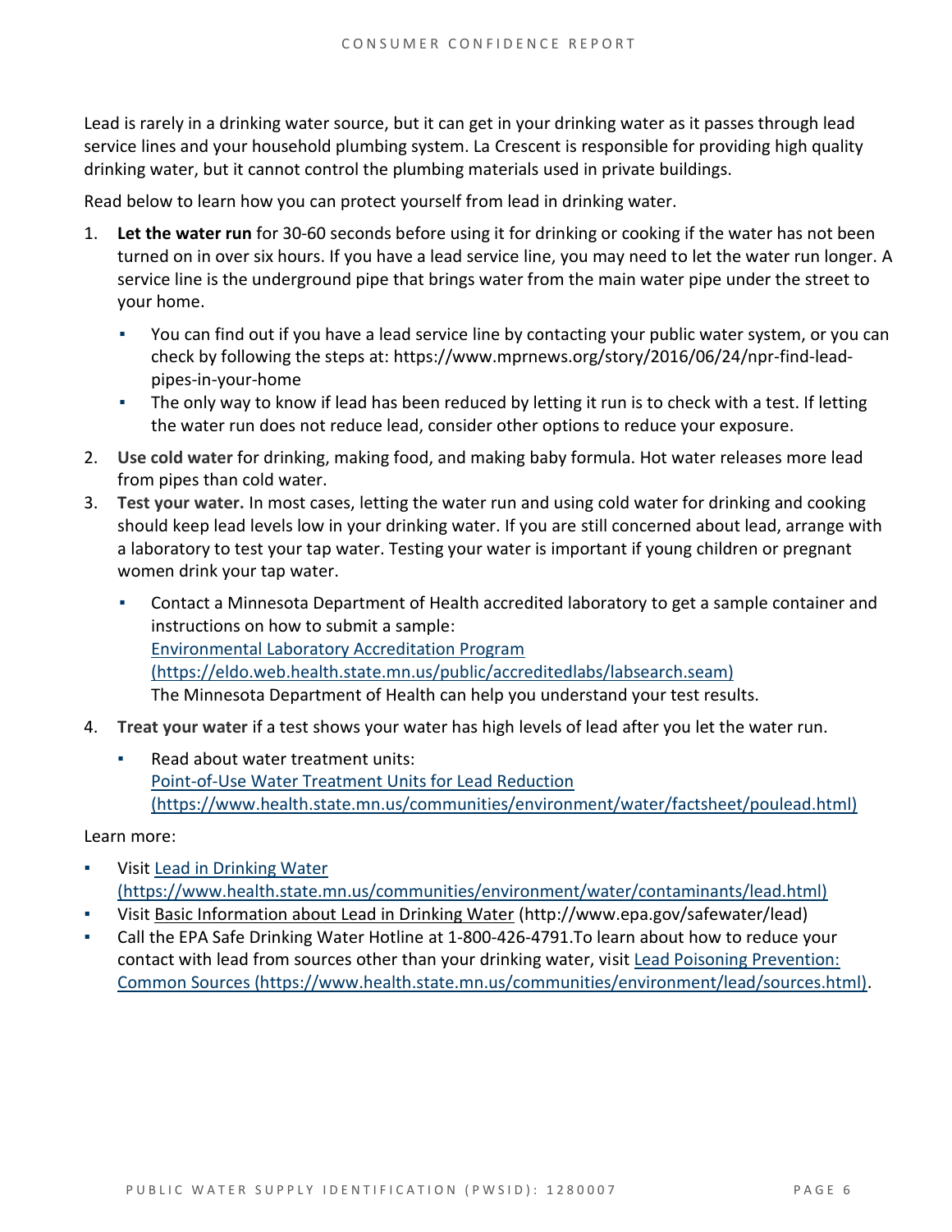Lead is rarely in a drinking water source, but it can get in your drinking water as it passes through lead service lines and your household plumbing system. La Crescent is responsible for providing high quality drinking water, but it cannot control the plumbing materials used in private buildings.

Read below to learn how you can protect yourself from lead in drinking water.

1. **Let the water run** for 30-60 seconds before using it for drinking or cooking if the water has not been turned on in over six hours. If you have a lead service line, you may need to let the water run longer. A service line is the underground pipe that brings water from the main water pipe under the street to your home.
   - You can find out if you have a lead service line by contacting your public water system, or you can check by following the steps at: https://www.mprnews.org/story/2016/06/24/npr-find-lead-pipes-in-your-home
   - The only way to know if lead has been reduced by letting it run is to check with a test. If letting the water run does not reduce lead, consider other options to reduce your exposure.
2. **Use cold water** for drinking, making food, and making baby formula. Hot water releases more lead from pipes than cold water.
3. **Test your water.** In most cases, letting the water run and using cold water for drinking and cooking should keep lead levels low in your drinking water. If you are still concerned about lead, arrange with a laboratory to test your tap water. Testing your water is important if young children or pregnant women drink your tap water.
   - Contact a Minnesota Department of Health accredited laboratory to get a sample container and instructions on how to submit a sample:
     Environmental Laboratory Accreditation Program
     (https://eldo.web.health.state.mn.us/public/accreditedlabs/labsearch.seam)
     The Minnesota Department of Health can help you understand your test results.
4. **Treat your water** if a test shows your water has high levels of lead after you let the water run.
   - Read about water treatment units:
     Point-of-Use Water Treatment Units for Lead Reduction
     (https://www.health.state.mn.us/communities/environment/water/factsheet/poulead.html)

Learn more:

- Visit Lead in Drinking Water
  (https://www.health.state.mn.us/communities/environment/water/contaminants/lead.html)
- Visit Basic Information about Lead in Drinking Water (http://www.epa.gov/safewater/lead)
- Call the EPA Safe Drinking Water Hotline at 1-800-426-4791.To learn about how to reduce your contact with lead from sources other than your drinking water, visit Lead Poisoning Prevention: Common Sources (https://www.health.state.mn.us/communities/environment/lead/sources.html).